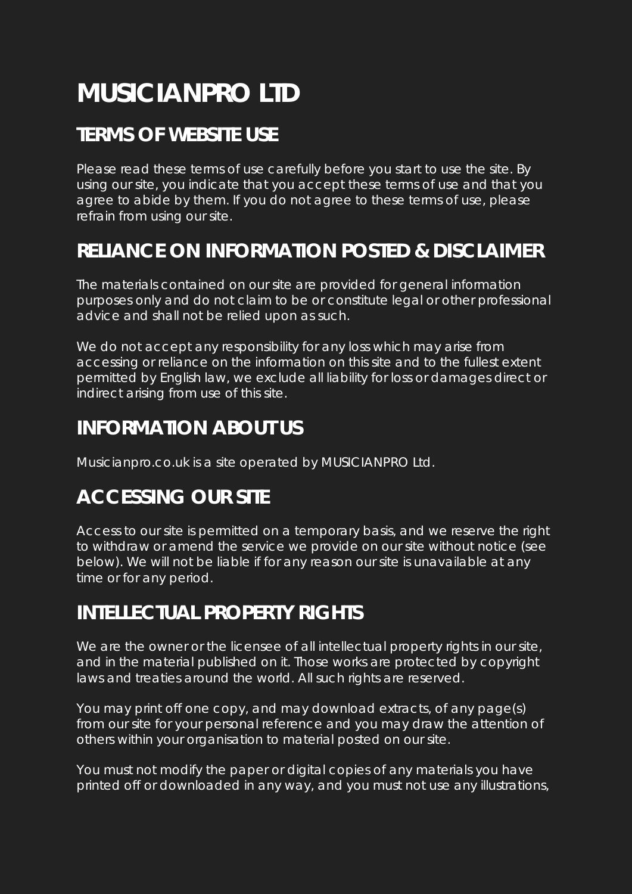# MUSICIANPRO LTD

## TERMS OF WEBSITE USE

Please read these terms of use carefully before you start to use the site. By using our site, you indicate that you accept these terms of use and that you agree to abide by them. If you do not agree to these terms of use, please refrain from using our site.

## RELIANCE ON INFORMATION POSTED & DISCLAIMER

The materials contained on our site are provided for general information purposes only and do not claim to be or constitute legal or other professional advice and shall not be relied upon as such.

We do not accept any responsibility for any loss which may arise from accessing or reliance on the information on this site and to the fullest extent permitted by English law, we exclude all liability for loss or damages direct or indirect arising from use of this site.

## INFORMATION ABOUT US

Musicianpro.co.uk is a site operated by MUSICIANPRO Ltd.

## ACCESSING OUR SITE

Access to our site is permitted on a temporary basis, and we reserve the right to withdraw or amend the service we provide on our site without notice (see below). We will not be liable if for any reason our site is unavailable at any time or for any period.

## INTELLECTUAL PROPERTY RIGHTS

We are the owner or the licensee of all intellectual property rights in our site, and in the material published on it. Those works are protected by copyright laws and treaties around the world. All such rights are reserved.

You may print off one copy, and may download extracts, of any page(s) from our site for your personal reference and you may draw the attention of others within your organisation to material posted on our site.

You must not modify the paper or digital copies of any materials you have printed off or downloaded in any way, and you must not use any illustrations,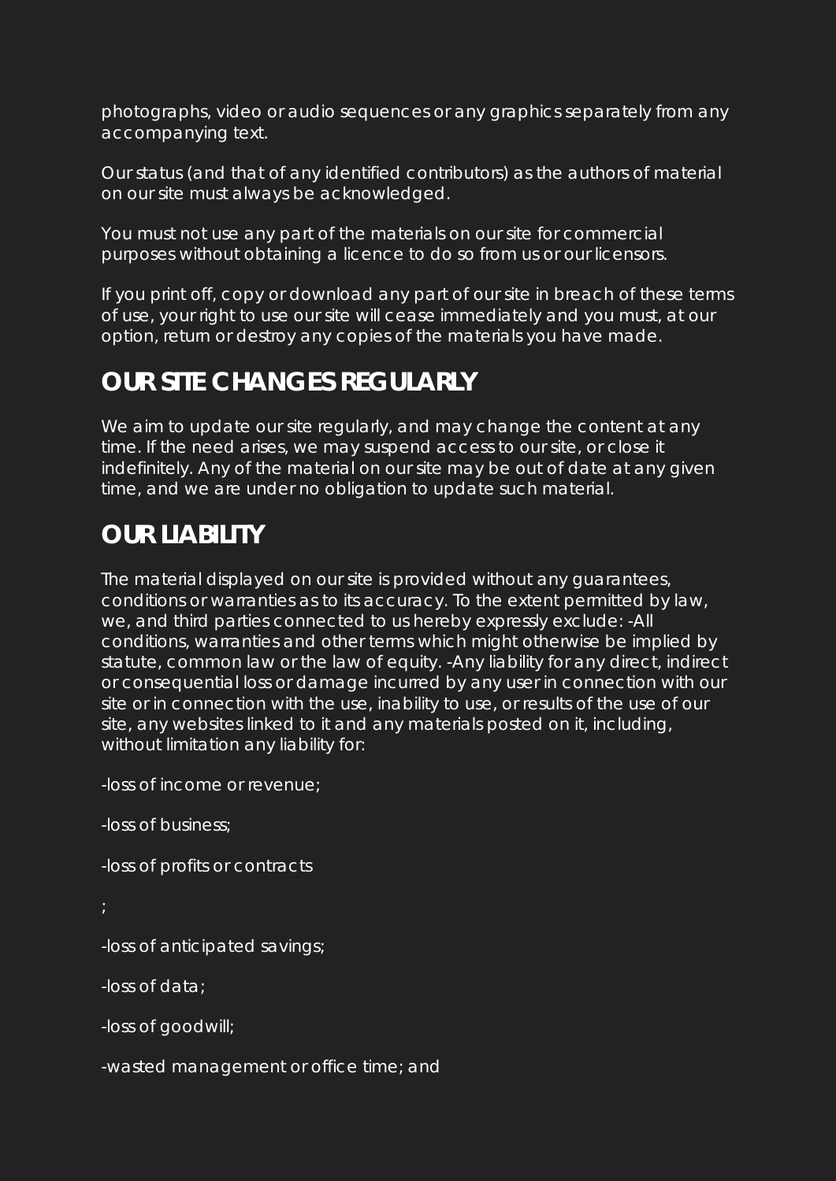photographs, video or audio sequences or any graphics separately from any accompanying text.

Our status (and that of any identified contributors) as the authors of material on our site must always be acknowledged.

You must not use any part of the materials on our site for commercial purposes without obtaining a licence to do so from us or our licensors.

If you print off, copy or download any part of our site in breach of these terms of use, your right to use our site will cease immediately and you must, at our option, return or destroy any copies of the materials you have made.

## OUR SITE CHANGES REGULARLY

We aim to update our site regularly, and may change the content at any time. If the need arises, we may suspend access to our site, or close it indefinitely. Any of the material on our site may be out of date at any given time, and we are under no obligation to update such material.

## OUR LIABILITY

The material displayed on our site is provided without any guarantees, conditions or warranties as to its accuracy. To the extent permitted by law, we, and third parties connected to us hereby expressly exclude: -All conditions, warranties and other terms which might otherwise be implied by statute, common law or the law of equity. -Any liability for any direct, indirect or consequential loss or damage incurred by any user in connection with our site or in connection with the use, inability to use, or results of the use of our site, any websites linked to it and any materials posted on it, including, without limitation any liability for:

-loss of income or revenue;

-loss of business;

-loss of profits or contracts

;

-loss of anticipated savings;

-loss of data;

-loss of goodwill;

-wasted management or office time; and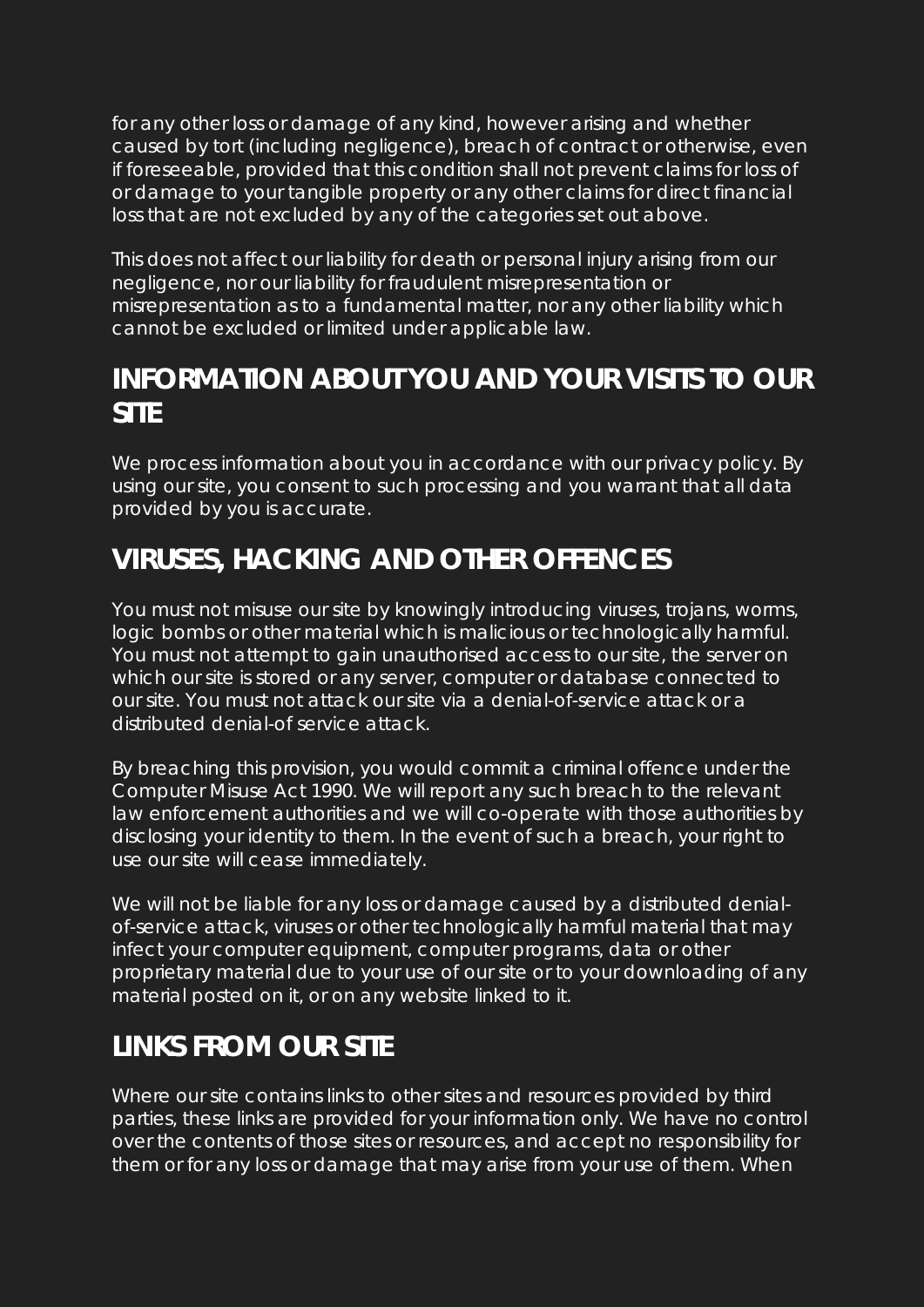for any other loss or damage of any kind, however arising and whether caused by tort (including negligence), breach of contract or otherwise, even if foreseeable, provided that this condition shall not prevent claims for loss of or damage to your tangible property or any other claims for direct financial loss that are not excluded by any of the categories set out above.

This does not affect our liability for death or personal injury arising from our negligence, nor our liability for fraudulent misrepresentation or misrepresentation as to a fundamental matter, nor any other liability which cannot be excluded or limited under applicable law.

## INFORMATION ABOUT YOU AND YOUR VISITS TO OUR SITE

We process information about you in accordance with our privacy policy. By using our site, you consent to such processing and you warrant that all data provided by you is accurate.

## VIRUSES, HACKING AND OTHER OFFENCES

You must not misuse our site by knowingly introducing viruses, trojans, worms, logic bombs or other material which is malicious or technologically harmful. You must not attempt to gain unauthorised access to our site, the server on which our site is stored or any server, computer or database connected to our site. You must not attack our site via a denial-of-service attack or a distributed denial-of service attack.

By breaching this provision, you would commit a criminal offence under the Computer Misuse Act 1990. We will report any such breach to the relevant law enforcement authorities and we will co-operate with those authorities by disclosing your identity to them. In the event of such a breach, your right to use our site will cease immediately.

We will not be liable for any loss or damage caused by a distributed denial-of-service attack, viruses or other technologically harmful material that may infect your computer equipment, computer programs, data or other proprietary material due to your use of our site or to your downloading of any material posted on it, or on any website linked to it.

## LINKS FROM OUR SITE

Where our site contains links to other sites and resources provided by third parties, these links are provided for your information only. We have no control over the contents of those sites or resources, and accept no responsibility for them or for any loss or damage that may arise from your use of them. When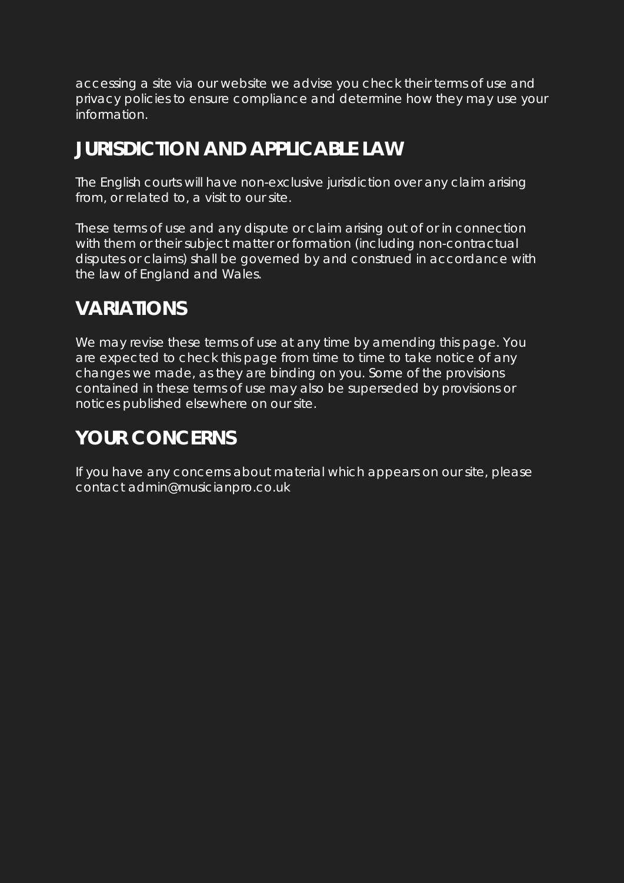accessing a site via our website we advise you check their terms of use and privacy policies to ensure compliance and determine how they may use your information.

## JURISDICTION AND APPLICABLE LAW

The English courts will have non-exclusive jurisdiction over any claim arising from, or related to, a visit to our site.

These terms of use and any dispute or claim arising out of or in connection with them or their subject matter or formation (including non-contractual disputes or claims) shall be governed by and construed in accordance with the law of England and Wales.

## VARIATIONS

We may revise these terms of use at any time by amending this page. You are expected to check this page from time to time to take notice of any changes we made, as they are binding on you. Some of the provisions contained in these terms of use may also be superseded by provisions or notices published elsewhere on our site.

## YOUR CONCERNS

If you have any concerns about material which appears on our site, please contact admin@musicianpro.co.uk